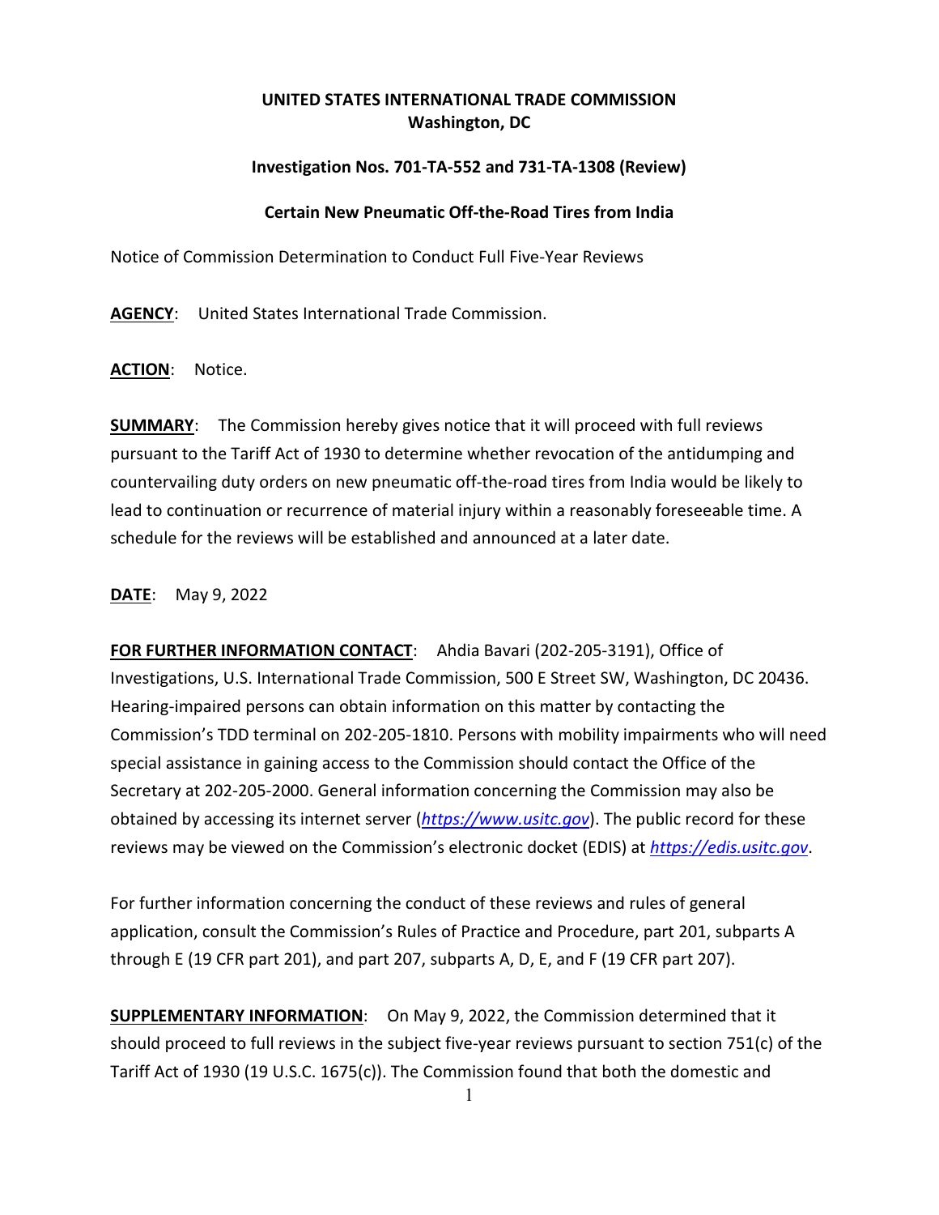**UNITED STATES INTERNATIONAL TRADE COMMISSION**
**Washington, DC**

**Investigation Nos. 701-TA-552 and 731-TA-1308 (Review)**

**Certain New Pneumatic Off-the-Road Tires from India**

Notice of Commission Determination to Conduct Full Five-Year Reviews

**AGENCY**: United States International Trade Commission.

**ACTION**: Notice.

**SUMMARY**: The Commission hereby gives notice that it will proceed with full reviews pursuant to the Tariff Act of 1930 to determine whether revocation of the antidumping and countervailing duty orders on new pneumatic off-the-road tires from India would be likely to lead to continuation or recurrence of material injury within a reasonably foreseeable time. A schedule for the reviews will be established and announced at a later date.

**DATE**: May 9, 2022

**FOR FURTHER INFORMATION CONTACT**: Ahdia Bavari (202-205-3191), Office of Investigations, U.S. International Trade Commission, 500 E Street SW, Washington, DC 20436. Hearing-impaired persons can obtain information on this matter by contacting the Commission's TDD terminal on 202-205-1810. Persons with mobility impairments who will need special assistance in gaining access to the Commission should contact the Office of the Secretary at 202-205-2000. General information concerning the Commission may also be obtained by accessing its internet server (*https://www.usitc.gov*). The public record for these reviews may be viewed on the Commission's electronic docket (EDIS) at *https://edis.usitc.gov*.

For further information concerning the conduct of these reviews and rules of general application, consult the Commission's Rules of Practice and Procedure, part 201, subparts A through E (19 CFR part 201), and part 207, subparts A, D, E, and F (19 CFR part 207).

**SUPPLEMENTARY INFORMATION**: On May 9, 2022, the Commission determined that it should proceed to full reviews in the subject five-year reviews pursuant to section 751(c) of the Tariff Act of 1930 (19 U.S.C. 1675(c)). The Commission found that both the domestic and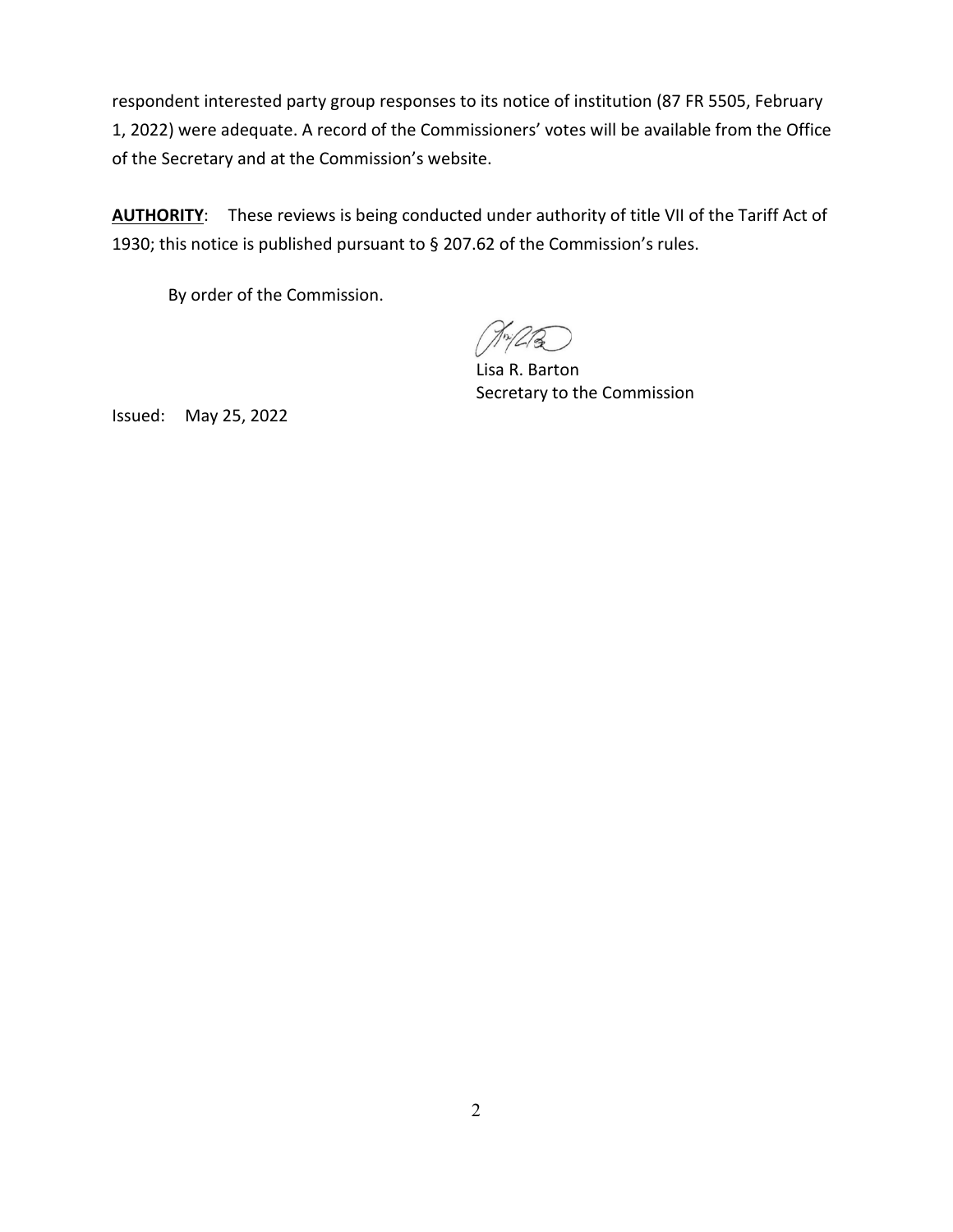respondent interested party group responses to its notice of institution (87 FR 5505, February 1, 2022) were adequate. A record of the Commissioners' votes will be available from the Office of the Secretary and at the Commission's website.

**AUTHORITY**: These reviews is being conducted under authority of title VII of the Tariff Act of 1930; this notice is published pursuant to § 207.62 of the Commission's rules.

By order of the Commission.

Lisa R. Barton
Secretary to the Commission

Issued: May 25, 2022